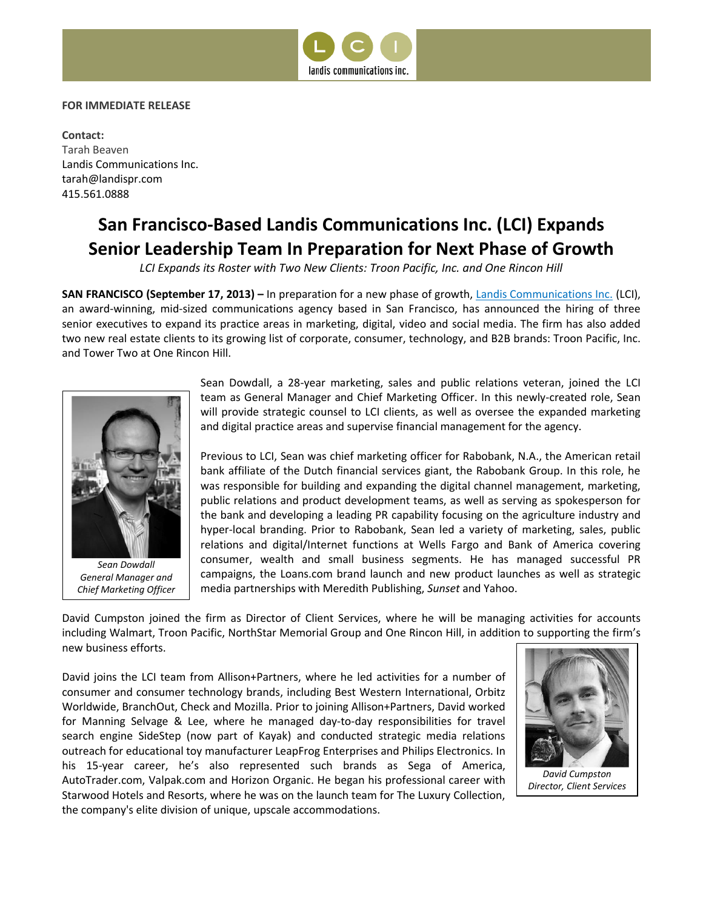**FOR IMMEDIATE RELEASE**

**Contact:**
Tarah Beaven
Landis Communications Inc.
tarah@landispr.com
415.561.0888

# San Francisco-Based Landis Communications Inc. (LCI) Expands Senior Leadership Team In Preparation for Next Phase of Growth

*LCI Expands its Roster with Two New Clients: Troon Pacific, Inc. and One Rincon Hill*

**SAN FRANCISCO (September 17, 2013) –** In preparation for a new phase of growth, [Landis Communications Inc.](#) (LCI), an award-winning, mid-sized communications agency based in San Francisco, has announced the hiring of three senior executives to expand its practice areas in marketing, digital, video and social media. The firm has also added two new real estate clients to its growing list of corporate, consumer, technology, and B2B brands: Troon Pacific, Inc. and Tower Two at One Rincon Hill.

*Sean Dowdall*
*General Manager and Chief Marketing Officer*

Sean Dowdall, a 28-year marketing, sales and public relations veteran, joined the LCI team as General Manager and Chief Marketing Officer. In this newly-created role, Sean will provide strategic counsel to LCI clients, as well as oversee the expanded marketing and digital practice areas and supervise financial management for the agency.

Previous to LCI, Sean was chief marketing officer for Rabobank, N.A., the American retail bank affiliate of the Dutch financial services giant, the Rabobank Group. In this role, he was responsible for building and expanding the digital channel management, marketing, public relations and product development teams, as well as serving as spokesperson for the bank and developing a leading PR capability focusing on the agriculture industry and hyper-local branding. Prior to Rabobank, Sean led a variety of marketing, sales, public relations and digital/Internet functions at Wells Fargo and Bank of America covering consumer, wealth and small business segments. He has managed successful PR campaigns, the Loans.com brand launch and new product launches as well as strategic media partnerships with Meredith Publishing, *Sunset* and Yahoo.

David Cumpston joined the firm as Director of Client Services, where he will be managing activities for accounts including Walmart, Troon Pacific, NorthStar Memorial Group and One Rincon Hill, in addition to supporting the firm's new business efforts.

David joins the LCI team from Allison+Partners, where he led activities for a number of consumer and consumer technology brands, including Best Western International, Orbitz Worldwide, BranchOut, Check and Mozilla. Prior to joining Allison+Partners, David worked for Manning Selvage & Lee, where he managed day-to-day responsibilities for travel search engine SideStep (now part of Kayak) and conducted strategic media relations outreach for educational toy manufacturer LeapFrog Enterprises and Philips Electronics. In his 15-year career, he's also represented such brands as Sega of America, AutoTrader.com, Valpak.com and Horizon Organic. He began his professional career with Starwood Hotels and Resorts, where he was on the launch team for The Luxury Collection, the company's elite division of unique, upscale accommodations.

*David Cumpston*
*Director, Client Services*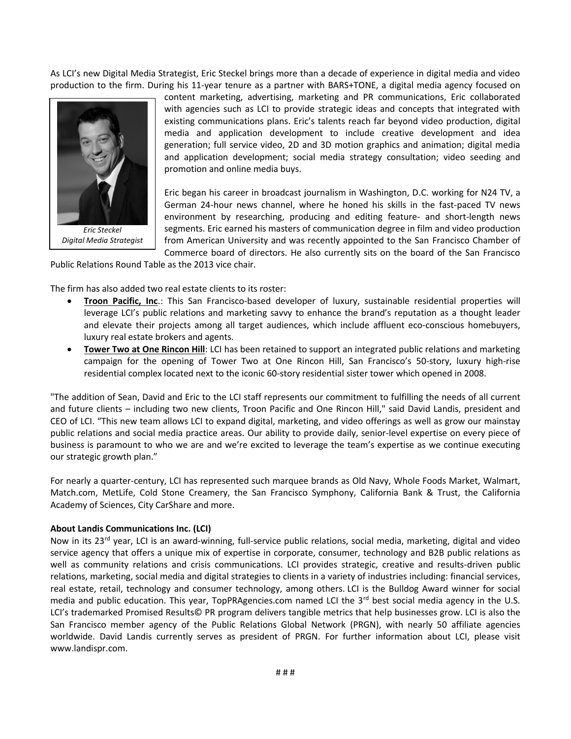As LCI's new Digital Media Strategist, Eric Steckel brings more than a decade of experience in digital media and video production to the firm. During his 11-year tenure as a partner with BARS+TONE, a digital media agency focused on content marketing, advertising, marketing and PR communications, Eric collaborated with agencies such as LCI to provide strategic ideas and concepts that integrated with existing communications plans. Eric's talents reach far beyond video production, digital media and application development to include creative development and idea generation; full service video, 2D and 3D motion graphics and animation; digital media and application development; social media strategy consultation; video seeding and promotion and online media buys.

*Eric Steckel*
*Digital Media Strategist*

Eric began his career in broadcast journalism in Washington, D.C. working for N24 TV, a German 24-hour news channel, where he honed his skills in the fast-paced TV news environment by researching, producing and editing feature- and short-length news segments. Eric earned his masters of communication degree in film and video production from American University and was recently appointed to the San Francisco Chamber of Commerce board of directors. He also currently sits on the board of the San Francisco Public Relations Round Table as the 2013 vice chair.

The firm has also added two real estate clients to its roster:

- **Troon Pacific, Inc**.: This San Francisco-based developer of luxury, sustainable residential properties will leverage LCI's public relations and marketing savvy to enhance the brand's reputation as a thought leader and elevate their projects among all target audiences, which include affluent eco-conscious homebuyers, luxury real estate brokers and agents.
- **Tower Two at One Rincon Hill**: LCI has been retained to support an integrated public relations and marketing campaign for the opening of Tower Two at One Rincon Hill, San Francisco's 50-story, luxury high-rise residential complex located next to the iconic 60-story residential sister tower which opened in 2008.

"The addition of Sean, David and Eric to the LCI staff represents our commitment to fulfilling the needs of all current and future clients – including two new clients, Troon Pacific and One Rincon Hill," said David Landis, president and CEO of LCI. "This new team allows LCI to expand digital, marketing, and video offerings as well as grow our mainstay public relations and social media practice areas. Our ability to provide daily, senior-level expertise on every piece of business is paramount to who we are and we're excited to leverage the team's expertise as we continue executing our strategic growth plan."

For nearly a quarter-century, LCI has represented such marquee brands as Old Navy, Whole Foods Market, Walmart, Match.com, MetLife, Cold Stone Creamery, the San Francisco Symphony, California Bank & Trust, the California Academy of Sciences, City CarShare and more.

**About Landis Communications Inc. (LCI)**

Now in its 23rd year, LCI is an award-winning, full-service public relations, social media, marketing, digital and video service agency that offers a unique mix of expertise in corporate, consumer, technology and B2B public relations as well as community relations and crisis communications. LCI provides strategic, creative and results-driven public relations, marketing, social media and digital strategies to clients in a variety of industries including: financial services, real estate, retail, technology and consumer technology, among others. LCI is the Bulldog Award winner for social media and public education. This year, TopPRAgencies.com named LCI the 3rd best social media agency in the U.S. LCI's trademarked Promised Results© PR program delivers tangible metrics that help businesses grow. LCI is also the San Francisco member agency of the Public Relations Global Network (PRGN), with nearly 50 affiliate agencies worldwide. David Landis currently serves as president of PRGN. For further information about LCI, please visit www.landispr.com.

# # #